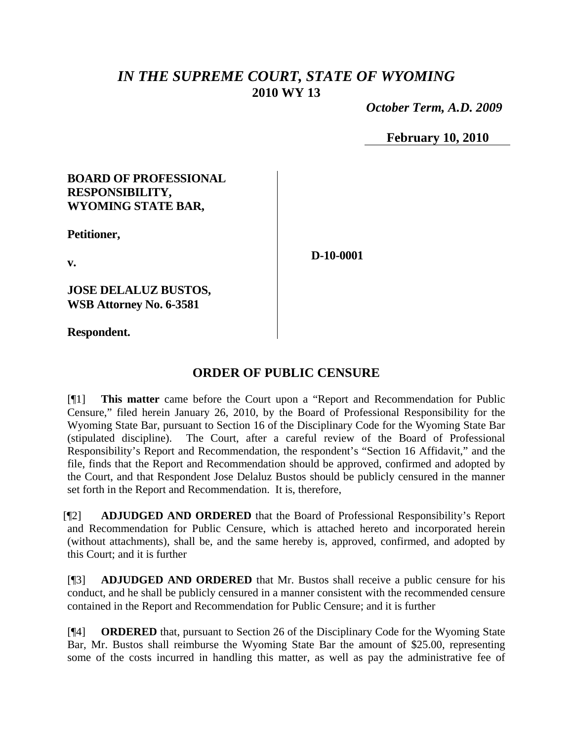# *IN THE SUPREME COURT, STATE OF WYOMING*
## 2010 WY 13

***October Term, A.D. 2009***

**February 10, 2010**

**BOARD OF PROFESSIONAL RESPONSIBILITY, WYOMING STATE BAR,**

**Petitioner,**

**v.**

**JOSE DELALUZ BUSTOS, WSB Attorney No. 6-3581**

**Respondent.**

**D-10-0001**

## ORDER OF PUBLIC CENSURE

[¶1] **This matter** came before the Court upon a "Report and Recommendation for Public Censure," filed herein January 26, 2010, by the Board of Professional Responsibility for the Wyoming State Bar, pursuant to Section 16 of the Disciplinary Code for the Wyoming State Bar (stipulated discipline). The Court, after a careful review of the Board of Professional Responsibility's Report and Recommendation, the respondent's "Section 16 Affidavit," and the file, finds that the Report and Recommendation should be approved, confirmed and adopted by the Court, and that Respondent Jose Delaluz Bustos should be publicly censured in the manner set forth in the Report and Recommendation. It is, therefore,

[¶2] **ADJUDGED AND ORDERED** that the Board of Professional Responsibility's Report and Recommendation for Public Censure, which is attached hereto and incorporated herein (without attachments), shall be, and the same hereby is, approved, confirmed, and adopted by this Court; and it is further

[¶3] **ADJUDGED AND ORDERED** that Mr. Bustos shall receive a public censure for his conduct, and he shall be publicly censured in a manner consistent with the recommended censure contained in the Report and Recommendation for Public Censure; and it is further

[¶4] **ORDERED** that, pursuant to Section 26 of the Disciplinary Code for the Wyoming State Bar, Mr. Bustos shall reimburse the Wyoming State Bar the amount of $25.00, representing some of the costs incurred in handling this matter, as well as pay the administrative fee of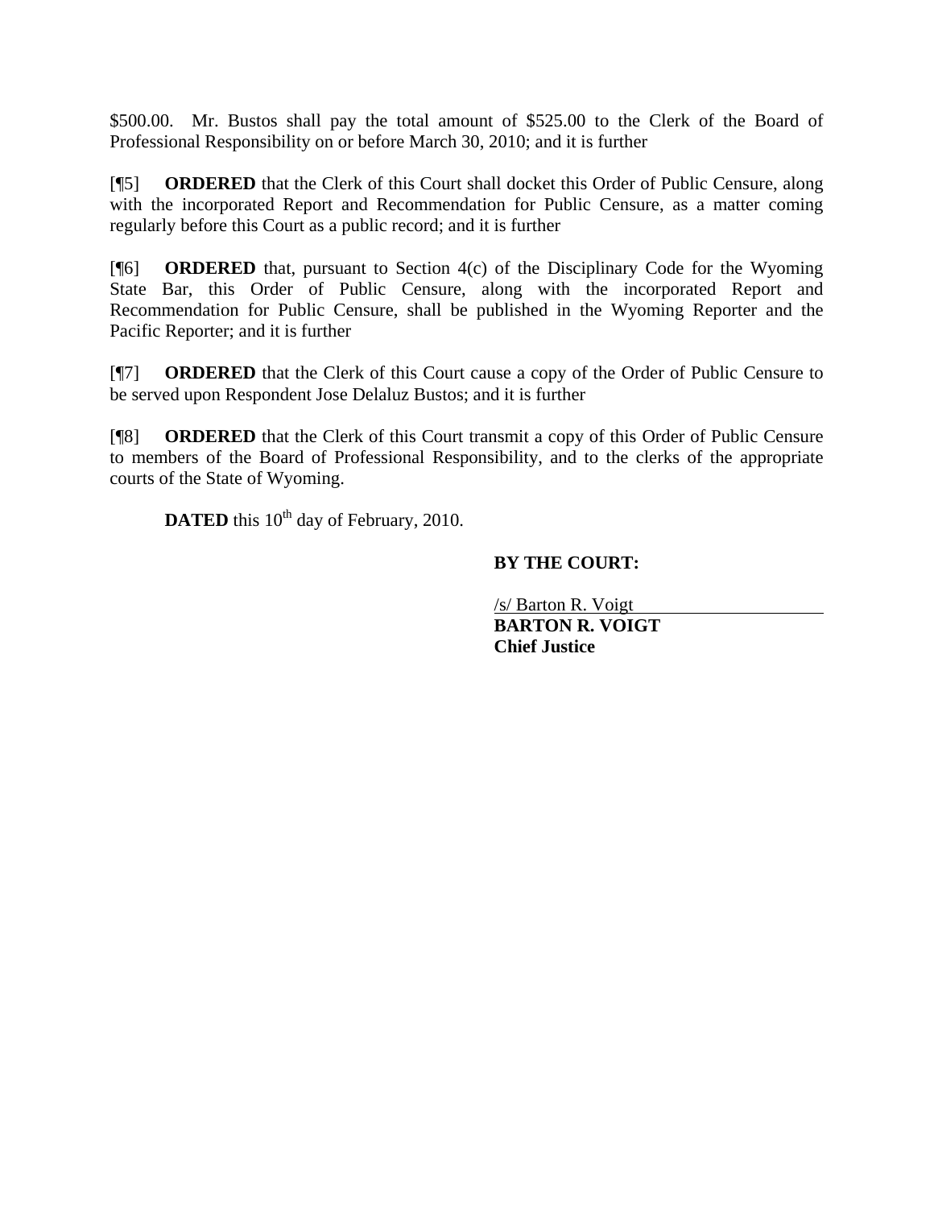$500.00. Mr. Bustos shall pay the total amount of $525.00 to the Clerk of the Board of Professional Responsibility on or before March 30, 2010; and it is further

[¶5] **ORDERED** that the Clerk of this Court shall docket this Order of Public Censure, along with the incorporated Report and Recommendation for Public Censure, as a matter coming regularly before this Court as a public record; and it is further

[¶6] **ORDERED** that, pursuant to Section 4(c) of the Disciplinary Code for the Wyoming State Bar, this Order of Public Censure, along with the incorporated Report and Recommendation for Public Censure, shall be published in the Wyoming Reporter and the Pacific Reporter; and it is further

[¶7] **ORDERED** that the Clerk of this Court cause a copy of the Order of Public Censure to be served upon Respondent Jose Delaluz Bustos; and it is further

[¶8] **ORDERED** that the Clerk of this Court transmit a copy of this Order of Public Censure to members of the Board of Professional Responsibility, and to the clerks of the appropriate courts of the State of Wyoming.

**DATED** this 10th day of February, 2010.

**BY THE COURT:**

/s/ Barton R. Voigt
**BARTON R. VOIGT**
**Chief Justice**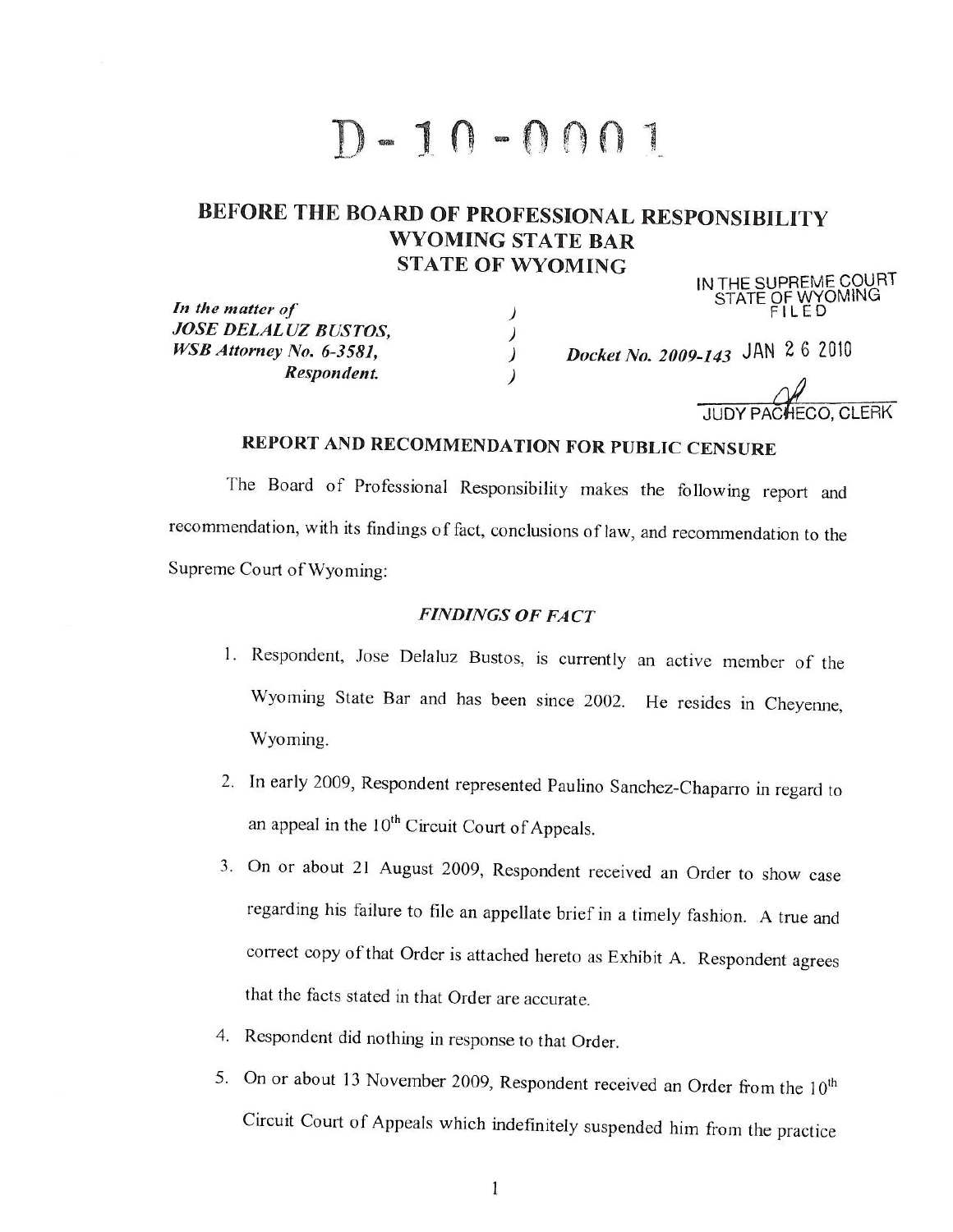# D-10-0001

## BEFORE THE BOARD OF PROFESSIONAL RESPONSIBILITY WYOMING STATE BAR STATE OF WYOMING

IN THE SUPREME COURT
STATE OF WYOMING
FILED

*In the matter of*
*JOSE DELALUZ BUSTOS,*
*WSB Attorney No. 6-3581,*
*Respondent.*

*Docket No. 2009-143* JAN 26 2010

JUDY PACHECO, CLERK

### REPORT AND RECOMMENDATION FOR PUBLIC CENSURE

The Board of Professional Responsibility makes the following report and recommendation, with its findings of fact, conclusions of law, and recommendation to the Supreme Court of Wyoming:

#### *FINDINGS OF FACT*

1. Respondent, Jose Delaluz Bustos, is currently an active member of the Wyoming State Bar and has been since 2002. He resides in Cheyenne, Wyoming.
2. In early 2009, Respondent represented Paulino Sanchez-Chaparro in regard to an appeal in the 10th Circuit Court of Appeals.
3. On or about 21 August 2009, Respondent received an Order to show case regarding his failure to file an appellate brief in a timely fashion. A true and correct copy of that Order is attached hereto as Exhibit A. Respondent agrees that the facts stated in that Order are accurate.
4. Respondent did nothing in response to that Order.
5. On or about 13 November 2009, Respondent received an Order from the 10th Circuit Court of Appeals which indefinitely suspended him from the practice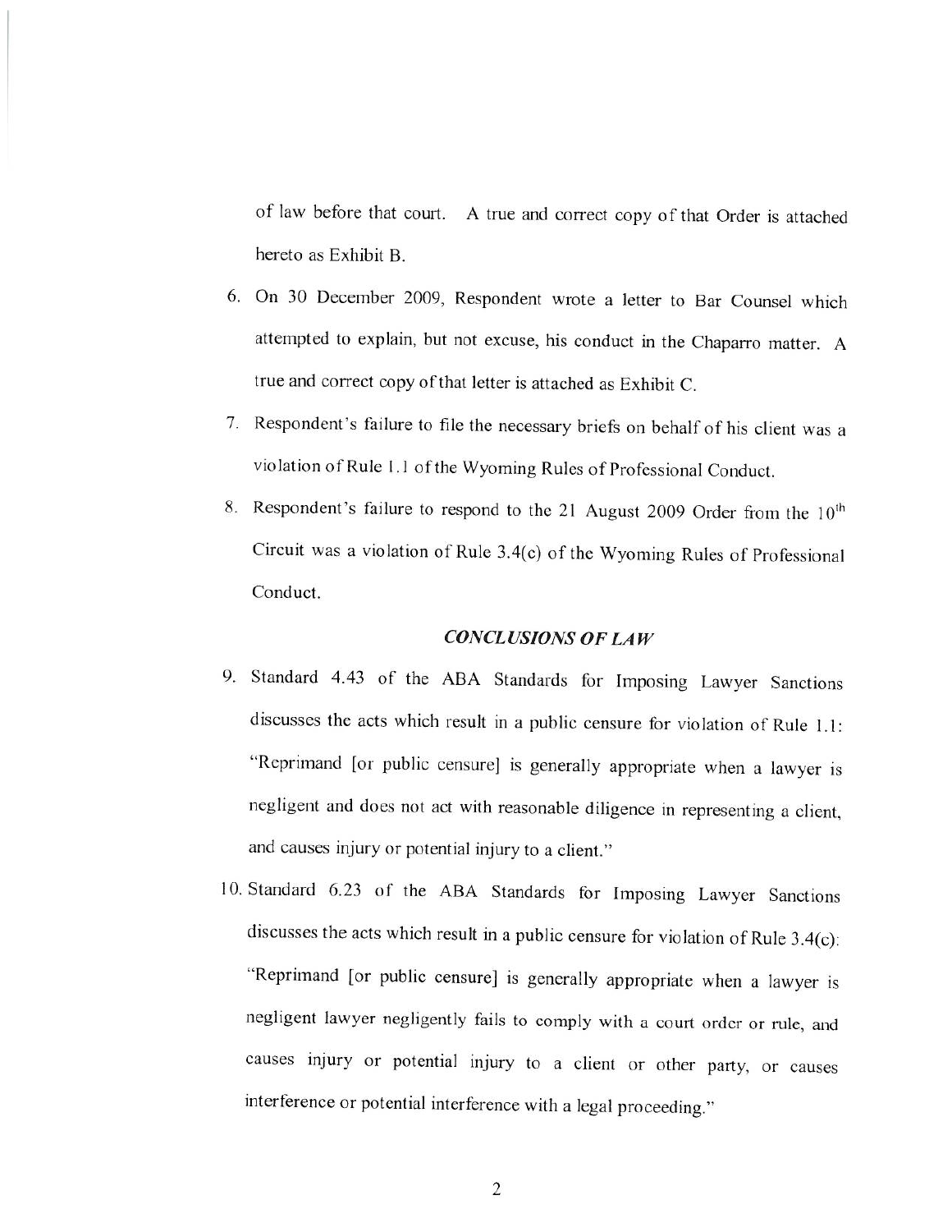of law before that court. A true and correct copy of that Order is attached hereto as Exhibit B.

6. On 30 December 2009, Respondent wrote a letter to Bar Counsel which attempted to explain, but not excuse, his conduct in the Chaparro matter. A true and correct copy of that letter is attached as Exhibit C.

7. Respondent's failure to file the necessary briefs on behalf of his client was a violation of Rule 1.1 of the Wyoming Rules of Professional Conduct.

8. Respondent's failure to respond to the 21 August 2009 Order from the 10th Circuit was a violation of Rule 3.4(c) of the Wyoming Rules of Professional Conduct.

### *CONCLUSIONS OF LAW*

9. Standard 4.43 of the ABA Standards for Imposing Lawyer Sanctions discusses the acts which result in a public censure for violation of Rule 1.1: "Reprimand [or public censure] is generally appropriate when a lawyer is negligent and does not act with reasonable diligence in representing a client, and causes injury or potential injury to a client."

10. Standard 6.23 of the ABA Standards for Imposing Lawyer Sanctions discusses the acts which result in a public censure for violation of Rule 3.4(c): "Reprimand [or public censure] is generally appropriate when a lawyer is negligent lawyer negligently fails to comply with a court order or rule, and causes injury or potential injury to a client or other party, or causes interference or potential interference with a legal proceeding."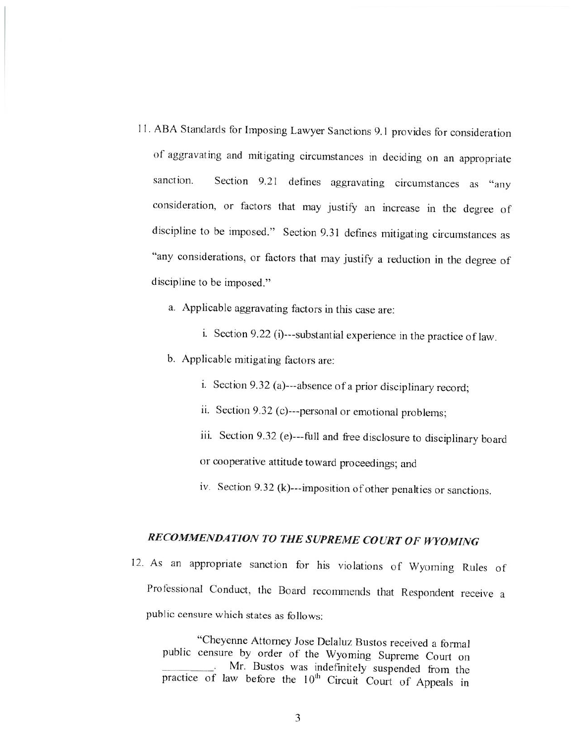11. ABA Standards for Imposing Lawyer Sanctions 9.1 provides for consideration of aggravating and mitigating circumstances in deciding on an appropriate sanction. Section 9.21 defines aggravating circumstances as "any consideration, or factors that may justify an increase in the degree of discipline to be imposed." Section 9.31 defines mitigating circumstances as "any considerations, or factors that may justify a reduction in the degree of discipline to be imposed."

    a. Applicable aggravating factors in this case are:

        i. Section 9.22 (i)---substantial experience in the practice of law.

    b. Applicable mitigating factors are:

        i. Section 9.32 (a)---absence of a prior disciplinary record;

        ii. Section 9.32 (c)---personal or emotional problems;

        iii. Section 9.32 (e)---full and free disclosure to disciplinary board or cooperative attitude toward proceedings; and

        iv. Section 9.32 (k)---imposition of other penalties or sanctions.

## *RECOMMENDATION TO THE SUPREME COURT OF WYOMING*

12. As an appropriate sanction for his violations of Wyoming Rules of Professional Conduct, the Board recommends that Respondent receive a public censure which states as follows:

> "Cheyenne Attorney Jose Delaluz Bustos received a formal public censure by order of the Wyoming Supreme Court on \_\_\_\_\_\_\_\_. Mr. Bustos was indefinitely suspended from the practice of law before the 10th Circuit Court of Appeals in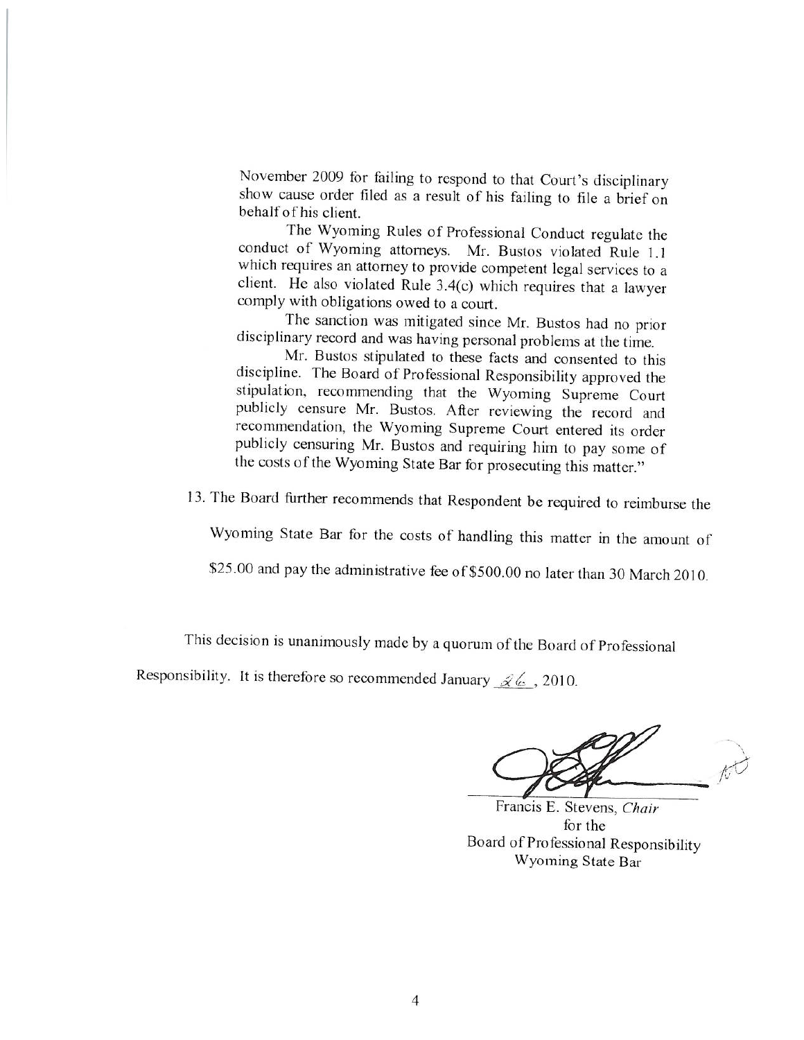November 2009 for failing to respond to that Court's disciplinary show cause order filed as a result of his failing to file a brief on behalf of his client.

The Wyoming Rules of Professional Conduct regulate the conduct of Wyoming attorneys. Mr. Bustos violated Rule 1.1 which requires an attorney to provide competent legal services to a client. He also violated Rule 3.4(c) which requires that a lawyer comply with obligations owed to a court.

The sanction was mitigated since Mr. Bustos had no prior disciplinary record and was having personal problems at the time.

Mr. Bustos stipulated to these facts and consented to this discipline. The Board of Professional Responsibility approved the stipulation, recommending that the Wyoming Supreme Court publicly censure Mr. Bustos. After reviewing the record and recommendation, the Wyoming Supreme Court entered its order publicly censuring Mr. Bustos and requiring him to pay some of the costs of the Wyoming State Bar for prosecuting this matter."

13. The Board further recommends that Respondent be required to reimburse the Wyoming State Bar for the costs of handling this matter in the amount of $25.00 and pay the administrative fee of $500.00 no later than 30 March 2010.

This decision is unanimously made by a quorum of the Board of Professional Responsibility. It is therefore so recommended January 26, 2010.

Francis E. Stevens, *Chair*
for the
Board of Professional Responsibility
Wyoming State Bar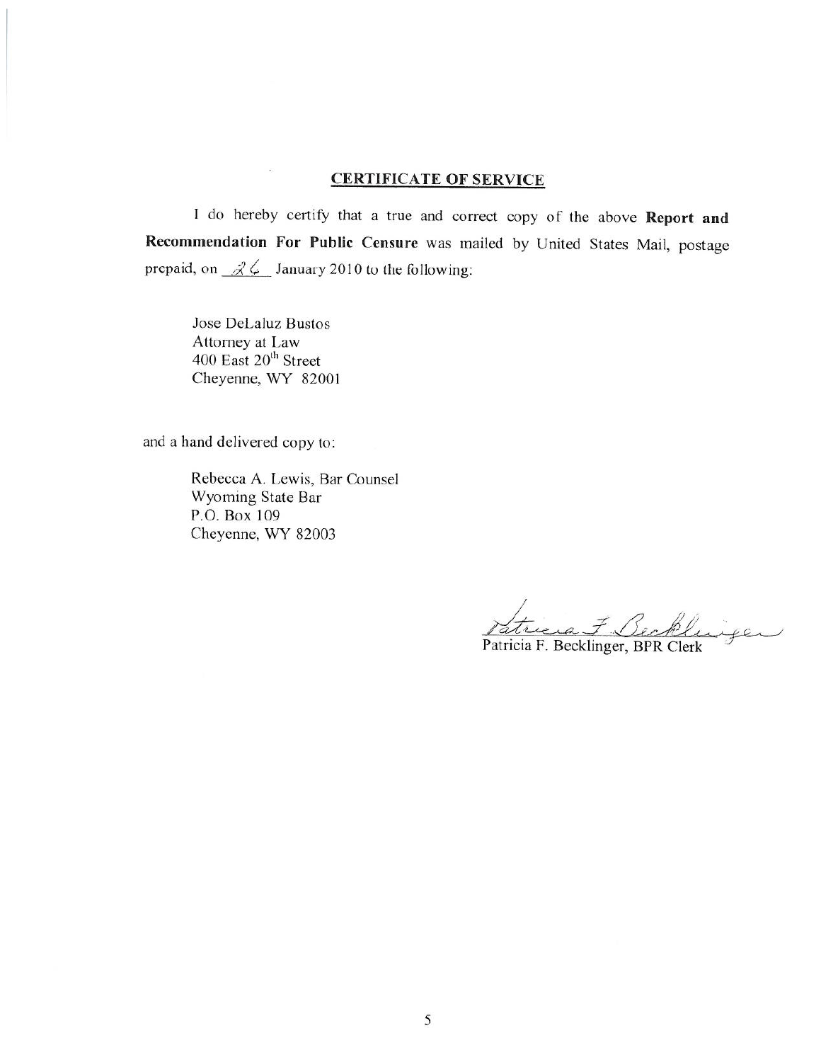## CERTIFICATE OF SERVICE

I do hereby certify that a true and correct copy of the above **Report and Recommendation For Public Censure** was mailed by United States Mail, postage prepaid, on 26 January 2010 to the following:

Jose DeLaluz Bustos
Attorney at Law
400 East 20th Street
Cheyenne, WY 82001

and a hand delivered copy to:

Rebecca A. Lewis, Bar Counsel
Wyoming State Bar
P.O. Box 109
Cheyenne, WY 82003

Patricia F. Becklinger
Patricia F. Becklinger, BPR Clerk